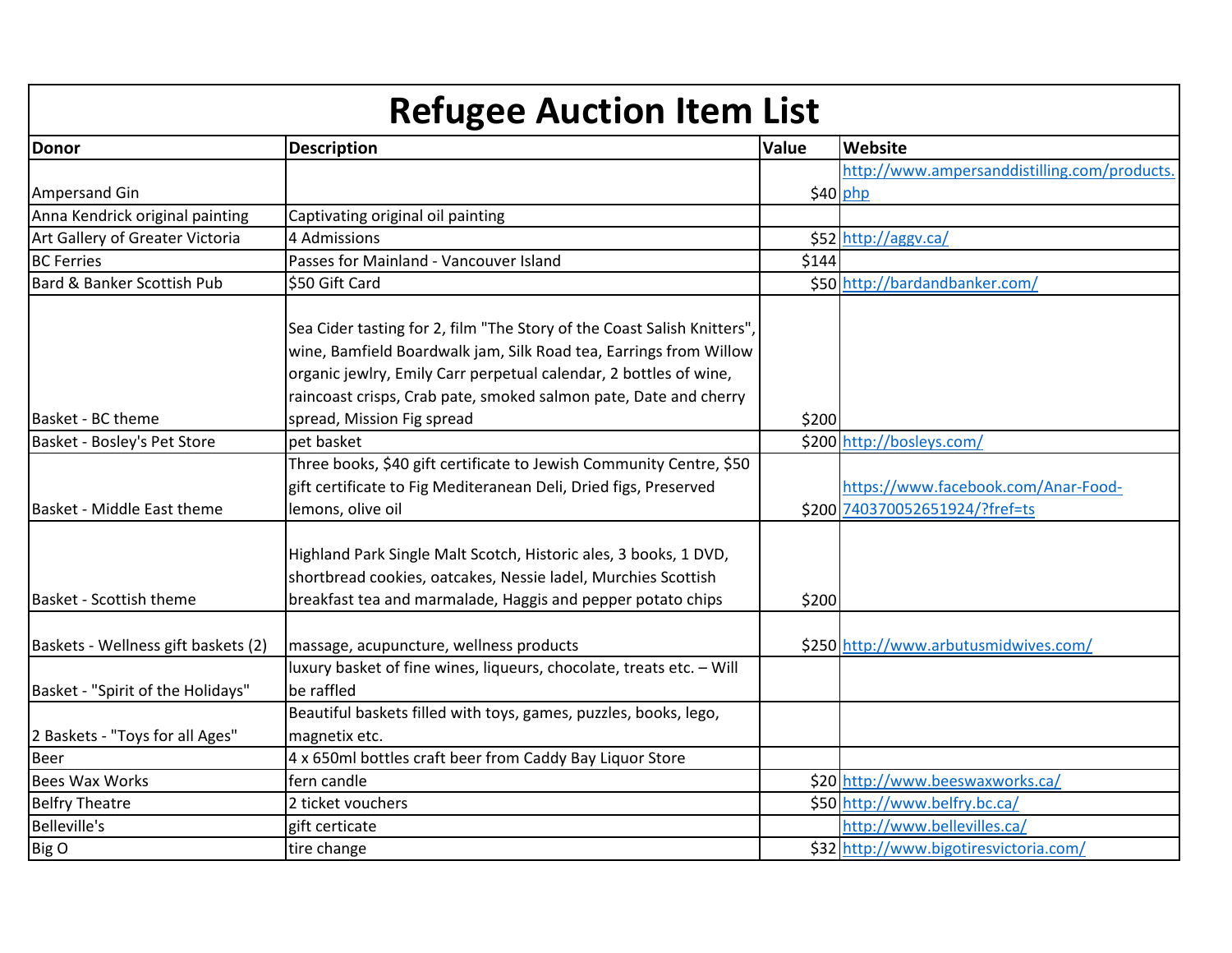# Refugee Auction Item List

| Donor | Description | Value | Website |
|---|---|---|---|
| Ampersand Gin | | $40 | http://www.ampersanddistilling.com/products.php |
| Anna Kendrick original painting | Captivating original oil painting | | |
| Art Gallery of Greater Victoria | 4 Admissions | $52 | http://aggv.ca/ |
| BC Ferries | Passes for Mainland - Vancouver Island | $144 | |
| Bard & Banker Scottish Pub | $50 Gift Card | $50 | http://bardandbanker.com/ |
| Basket - BC theme | Sea Cider tasting for 2, film "The Story of the Coast Salish Knitters", wine, Bamfield Boardwalk jam, Silk Road tea, Earrings from Willow organic jewlry, Emily Carr perpetual calendar, 2 bottles of wine, raincoast crisps, Crab pate, smoked salmon pate, Date and cherry spread, Mission Fig spread | $200 | |
| Basket - Bosley's Pet Store | pet basket | $200 | http://bosleys.com/ |
| Basket - Middle East theme | Three books, $40 gift certificate to Jewish Community Centre, $50 gift certificate to Fig Mediteranean Deli, Dried figs, Preserved lemons, olive oil | $200 | https://www.facebook.com/Anar-Food-740370052651924/?fref=ts |
| Basket - Scottish theme | Highland Park Single Malt Scotch, Historic ales, 3 books, 1 DVD, shortbread cookies, oatcakes, Nessie ladel, Murchies Scottish breakfast tea and marmalade, Haggis and pepper potato chips | $200 | |
| Baskets - Wellness gift baskets (2) | massage, acupuncture, wellness products | $250 | http://www.arbutusmidwives.com/ |
| Basket - "Spirit of the Holidays" | luxury basket of fine wines, liqueurs, chocolate, treats etc. – Will be raffled | | |
| 2 Baskets - "Toys for all Ages" | Beautiful baskets filled with toys, games, puzzles, books, lego, magnetix etc. | | |
| Beer | 4 x 650ml bottles craft beer from Caddy Bay Liquor Store | | |
| Bees Wax Works | fern candle | $20 | http://www.beeswaxworks.ca/ |
| Belfry Theatre | 2 ticket vouchers | $50 | http://www.belfry.bc.ca/ |
| Belleville's | gift certicate | | http://www.bellevilles.ca/ |
| Big O | tire change | $32 | http://www.bigotiresvictoria.com/ |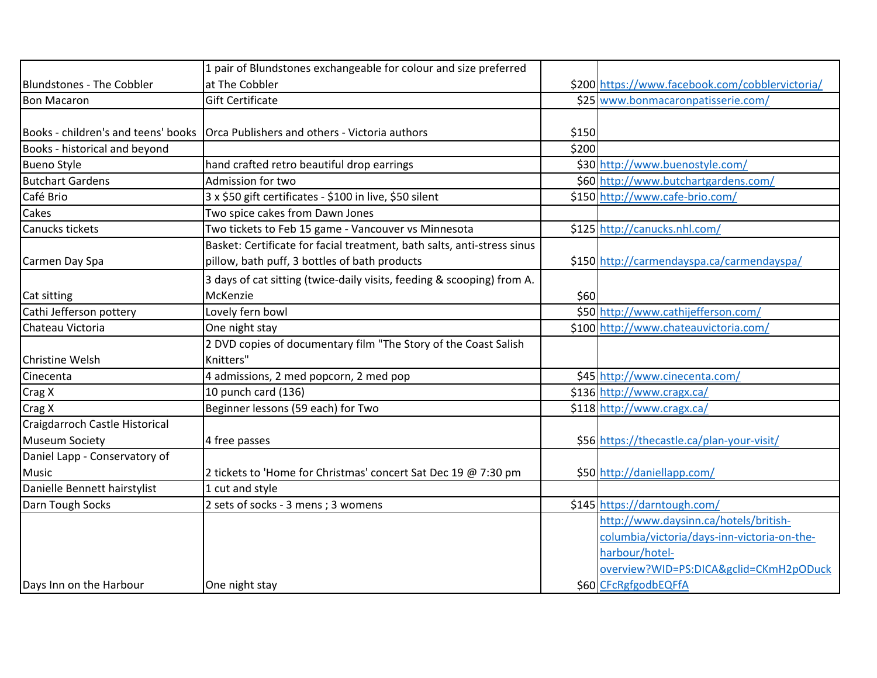| | | | |
|---|---|---|---|
| Blundstones - The Cobbler | 1 pair of Blundstones exchangeable for colour and size preferred at The Cobbler | $200 | https://www.facebook.com/cobblervictoria/ |
| Bon Macaron | Gift Certificate | $25 | www.bonmacaronpatisserie.com/ |
| Books - children's and teens' books | Orca Publishers and others - Victoria authors | $150 | |
| Books - historical and beyond | | $200 | |
| Bueno Style | hand crafted retro beautiful drop earrings | $30 | http://www.buenostyle.com/ |
| Butchart Gardens | Admission for two | $60 | http://www.butchartgardens.com/ |
| Café Brio | 3 x $50 gift certificates - $100 in live, $50 silent | $150 | http://www.cafe-brio.com/ |
| Cakes | Two spice cakes from Dawn Jones | | |
| Canucks tickets | Two tickets to Feb 15 game - Vancouver vs Minnesota | $125 | http://canucks.nhl.com/ |
| Carmen Day Spa | Basket: Certificate for facial treatment, bath salts, anti-stress sinus pillow, bath puff, 3 bottles of bath products | $150 | http://carmendayspa.ca/carmendayspa/ |
| Cat sitting | 3 days of cat sitting (twice-daily visits, feeding & scooping) from A. McKenzie | $60 | |
| Cathi Jefferson pottery | Lovely fern bowl | $50 | http://www.cathijefferson.com/ |
| Chateau Victoria | One night stay | $100 | http://www.chateauvictoria.com/ |
| Christine Welsh | 2 DVD copies of documentary film "The Story of the Coast Salish Knitters" | | |
| Cinecenta | 4 admissions, 2 med popcorn, 2 med pop | $45 | http://www.cinecenta.com/ |
| Crag X | 10 punch card (136) | $136 | http://www.cragx.ca/ |
| Crag X | Beginner lessons (59 each) for Two | $118 | http://www.cragx.ca/ |
| Craigdarroch Castle Historical Museum Society | 4 free passes | $56 | https://thecastle.ca/plan-your-visit/ |
| Daniel Lapp - Conservatory of Music | 2 tickets to 'Home for Christmas' concert Sat Dec 19 @ 7:30 pm | $50 | http://daniellapp.com/ |
| Danielle Bennett hairstylist | 1 cut and style | | |
| Darn Tough Socks | 2 sets of socks - 3 mens ; 3 womens | $145 | https://darntough.com/ |
| Days Inn on the Harbour | One night stay | $60 | http://www.daysinn.ca/hotels/british-columbia/victoria/days-inn-victoria-on-the-harbour/hotel-overview?WID=PS:DICA&gclid=CKmH2pODuckCFcRgfgodbEQFfA |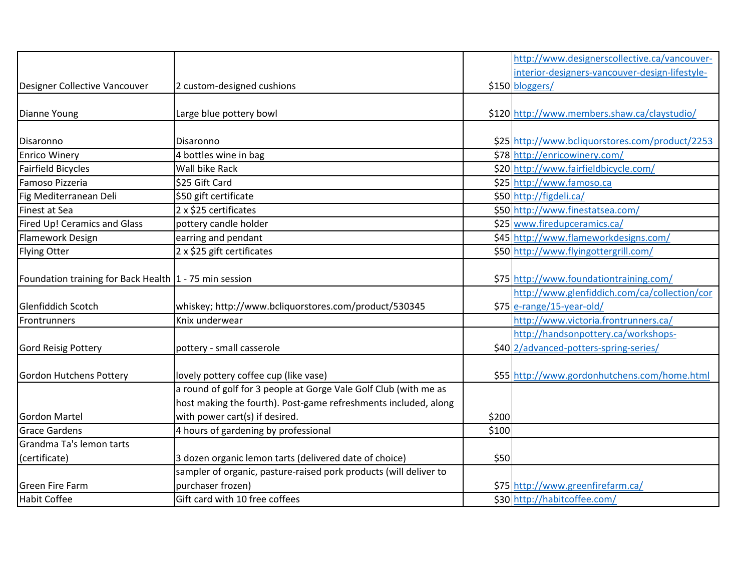| | | | |
|---|---|---|---|
| Designer Collective Vancouver | 2 custom-designed cushions | $150 | http://www.designerscollective.ca/vancouver-interior-designers-vancouver-design-lifestyle-bloggers/ |
| Dianne Young | Large blue pottery bowl | $120 | http://www.members.shaw.ca/claystudio/ |
| Disaronno | Disaronno | $25 | http://www.bcliquorstores.com/product/2253 |
| Enrico Winery | 4 bottles wine in bag | $78 | http://enricowinery.com/ |
| Fairfield Bicycles | Wall bike Rack | $20 | http://www.fairfieldbicycle.com/ |
| Famoso Pizzeria | $25 Gift Card | $25 | http://www.famoso.ca |
| Fig Mediterranean Deli | $50 gift certificate | $50 | http://figdeli.ca/ |
| Finest at Sea | 2 x $25 certificates | $50 | http://www.finestatsea.com/ |
| Fired Up! Ceramics and Glass | pottery candle holder | $25 | www.firedupceramics.ca/ |
| Flamework Design | earring and pendant | $45 | http://www.flameworkdesigns.com/ |
| Flying Otter | 2 x $25 gift certificates | $50 | http://www.flyingottergrill.com/ |
| Foundation training for Back Health | 1 - 75 min session | $75 | http://www.foundationtraining.com/ |
| Glenfiddich Scotch | whiskey; http://www.bcliquorstores.com/product/530345 | $75 | http://www.glenfiddich.com/ca/collection/core-range/15-year-old/ |
| Frontrunners | Knix underwear | | http://www.victoria.frontrunners.ca/ |
| Gord Reisig Pottery | pottery - small casserole | $40 | http://handsonpottery.ca/workshops-2/advanced-potters-spring-series/ |
| Gordon Hutchens Pottery | lovely pottery coffee cup (like vase) | $55 | http://www.gordonhutchens.com/home.html |
| Gordon Martel | a round of golf for 3 people at Gorge Vale Golf Club (with me as host making the fourth). Post-game refreshments included, along with power cart(s) if desired. | $200 | |
| Grace Gardens | 4 hours of gardening by professional | $100 | |
| Grandma Ta's lemon tarts (certificate) | 3 dozen organic lemon tarts (delivered date of choice) | $50 | |
| Green Fire Farm | sampler of organic, pasture-raised pork products (will deliver to purchaser frozen) | $75 | http://www.greenfirefarm.ca/ |
| Habit Coffee | Gift card with 10 free coffees | $30 | http://habitcoffee.com/ |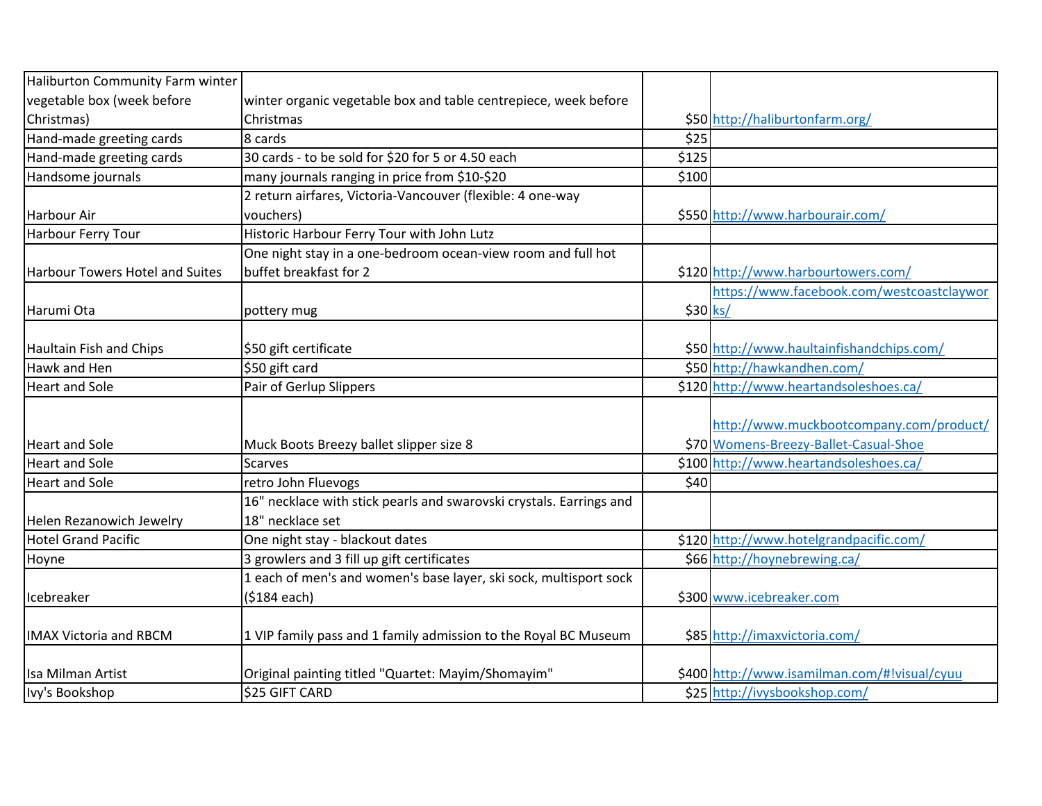| | | | |
|---|---|---|---|
| Haliburton Community Farm winter vegetable box (week before Christmas) | winter organic vegetable box and table centrepiece, week before Christmas | $50 | http://haliburtonfarm.org/ |
| Hand-made greeting cards | 8 cards | $25 | |
| Hand-made greeting cards | 30 cards - to be sold for $20 for 5 or 4.50 each | $125 | |
| Handsome journals | many journals ranging in price from $10-$20 | $100 | |
| Harbour Air | 2 return airfares, Victoria-Vancouver (flexible: 4 one-way vouchers) | $550 | http://www.harbourair.com/ |
| Harbour Ferry Tour | Historic Harbour Ferry Tour with John Lutz | | |
| Harbour Towers Hotel and Suites | One night stay in a one-bedroom ocean-view room and full hot buffet breakfast for 2 | $120 | http://www.harbourtowers.com/ |
| Harumi Ota | pottery mug | $30 | https://www.facebook.com/westcoastclayworks/ |
| Haultain Fish and Chips | $50 gift certificate | $50 | http://www.haultainfishandchips.com/ |
| Hawk and Hen | $50 gift card | $50 | http://hawkandhen.com/ |
| Heart and Sole | Pair of Gerlup Slippers | $120 | http://www.heartandsoleshoes.ca/ |
| Heart and Sole | Muck Boots Breezy ballet slipper size 8 | $70 | http://www.muckbootcompany.com/product/Womens-Breezy-Ballet-Casual-Shoe |
| Heart and Sole | Scarves | $100 | http://www.heartandsoleshoes.ca/ |
| Heart and Sole | retro John Fluevogs | $40 | |
| Helen Rezanowich Jewelry | 16" necklace with stick pearls and swarovski crystals. Earrings and 18" necklace set | | |
| Hotel Grand Pacific | One night stay - blackout dates | $120 | http://www.hotelgrandpacific.com/ |
| Hoyne | 3 growlers and 3 fill up gift certificates | $66 | http://hoynebrewing.ca/ |
| Icebreaker | 1 each of men's and women's base layer, ski sock, multisport sock ($184 each) | $300 | www.icebreaker.com |
| IMAX Victoria and RBCM | 1 VIP family pass and 1 family admission to the Royal BC Museum | $85 | http://imaxvictoria.com/ |
| Isa Milman Artist | Original painting titled "Quartet: Mayim/Shomayim" | $400 | http://www.isamilman.com/#!visual/cyuu |
| Ivy's Bookshop | $25 GIFT CARD | $25 | http://ivysbookshop.com/ |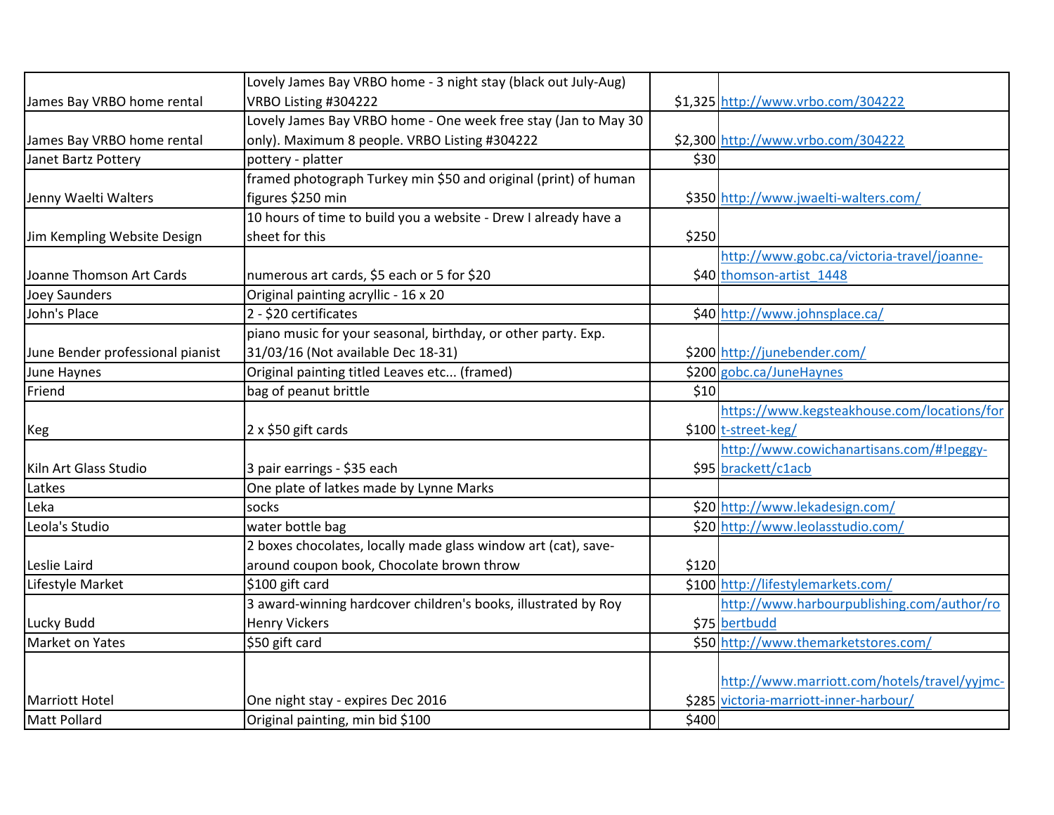| | | | |
|---|---|---|---|
| James Bay VRBO home rental | Lovely James Bay VRBO home - 3 night stay (black out July-Aug) VRBO Listing #304222 | $1,325 | http://www.vrbo.com/304222 |
| James Bay VRBO home rental | Lovely James Bay VRBO home - One week free stay (Jan to May 30 only). Maximum 8 people. VRBO Listing #304222 | $2,300 | http://www.vrbo.com/304222 |
| Janet Bartz Pottery | pottery - platter | $30 | |
| Jenny Waelti Walters | framed photograph Turkey min $50 and original (print) of human figures $250 min | $350 | http://www.jwaelti-walters.com/ |
| Jim Kempling Website Design | 10 hours of time to build you a website - Drew I already have a sheet for this | $250 | |
| Joanne Thomson Art Cards | numerous art cards, $5 each or 5 for $20 | $40 | http://www.gobc.ca/victoria-travel/joanne-thomson-artist_1448 |
| Joey Saunders | Original painting acrylic - 16 x 20 | | |
| John's Place | 2 - $20 certificates | $40 | http://www.johnsplace.ca/ |
| June Bender professional pianist | piano music for your seasonal, birthday, or other party. Exp. 31/03/16 (Not available Dec 18-31) | $200 | http://junebender.com/ |
| June Haynes | Original painting titled Leaves etc... (framed) | $200 | gobc.ca/JuneHaynes |
| Friend | bag of peanut brittle | $10 | |
| Keg | 2 x $50 gift cards | $100 | https://www.kegsteakhouse.com/locations/fort-street-keg/ |
| Kiln Art Glass Studio | 3 pair earrings - $35 each | $95 | http://www.cowichanartisans.com/#!peggy-brackett/c1acb |
| Latkes | One plate of latkes made by Lynne Marks | | |
| Leka | socks | $20 | http://www.lekadesign.com/ |
| Leola's Studio | water bottle bag | $20 | http://www.leolasstudio.com/ |
| Leslie Laird | 2 boxes chocolates, locally made glass window art (cat), save-around coupon book, Chocolate brown throw | $120 | |
| Lifestyle Market | $100 gift card | $100 | http://lifestylemarkets.com/ |
| Lucky Budd | 3 award-winning hardcover children's books, illustrated by Roy Henry Vickers | $75 | http://www.harbourpublishing.com/author/robertbudd |
| Market on Yates | $50 gift card | $50 | http://www.themarketstores.com/ |
| Marriott Hotel | One night stay - expires Dec 2016 | $285 | http://www.marriott.com/hotels/travel/yyjmc-victoria-marriott-inner-harbour/ |
| Matt Pollard | Original painting, min bid $100 | $400 | |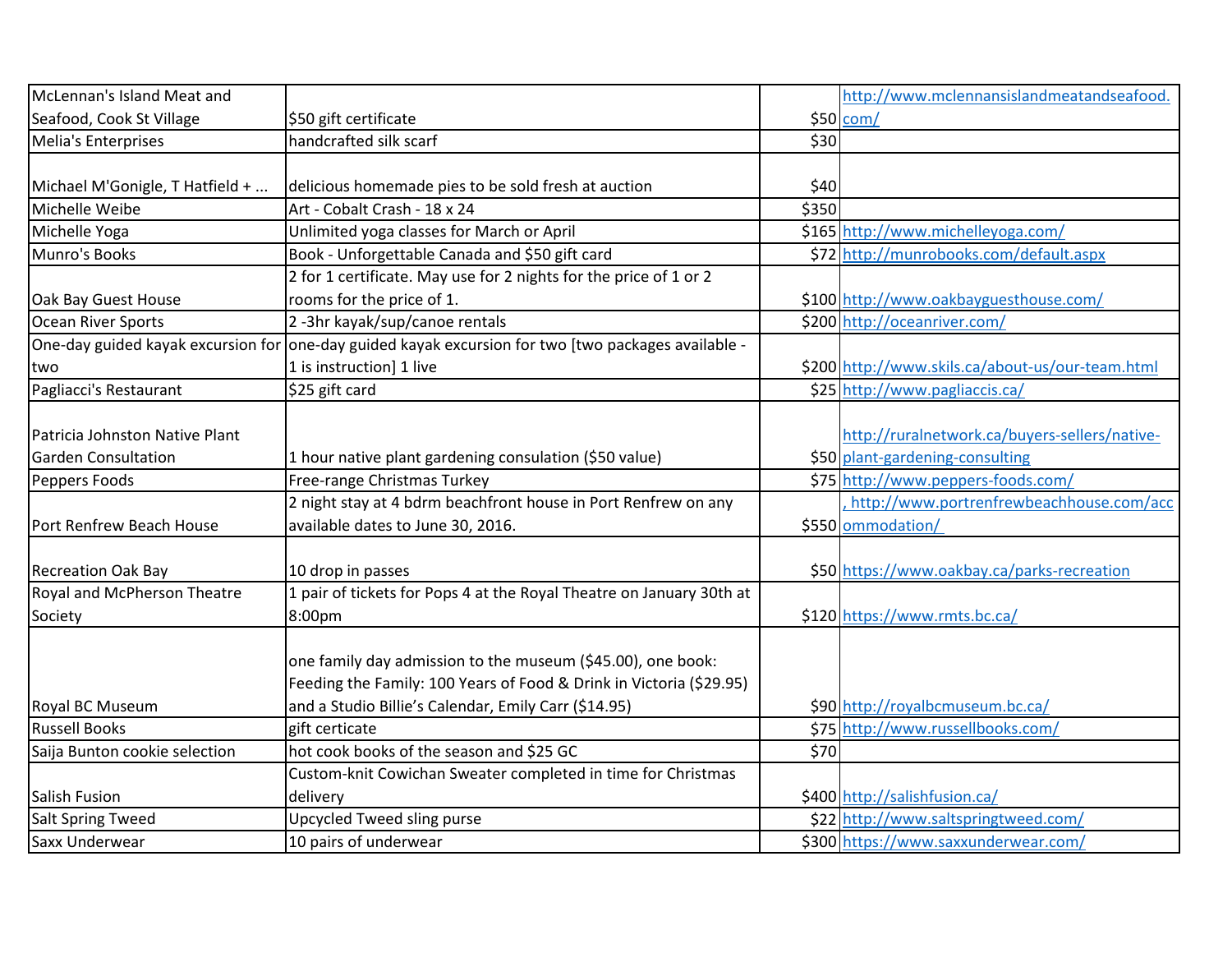| McLennan's Island Meat and Seafood, Cook St Village | $50 gift certificate | $50 | http://www.mclennansislandmeatandseafood.com/ |
|---|---|---|---|
| Melia's Enterprises | handcrafted silk scarf | $30 | |
| Michael M'Gonigle, T Hatfield + ... | delicious homemade pies to be sold fresh at auction | $40 | |
| Michelle Weibe | Art - Cobalt Crash - 18 x 24 | $350 | |
| Michelle Yoga | Unlimited yoga classes for March or April | $165 | http://www.michelleyoga.com/ |
| Munro's Books | Book - Unforgettable Canada and $50 gift card | $72 | http://munrobooks.com/default.aspx |
| Oak Bay Guest House | 2 for 1 certificate. May use for 2 nights for the price of 1 or 2 rooms for the price of 1. | $100 | http://www.oakbayguesthouse.com/ |
| Ocean River Sports | 2 -3hr kayak/sup/canoe rentals | $200 | http://oceanriver.com/ |
| One-day guided kayak excursion for two | one-day guided kayak excursion for two [two packages available - 1 is instruction] 1 live | $200 | http://www.skils.ca/about-us/our-team.html |
| Pagliacci's Restaurant | $25 gift card | $25 | http://www.pagliaccis.ca/ |
| Patricia Johnston Native Plant Garden Consultation | 1 hour native plant gardening consulation ($50 value) | $50 | http://ruralnetwork.ca/buyers-sellers/native-plant-gardening-consulting |
| Peppers Foods | Free-range Christmas Turkey | $75 | http://www.peppers-foods.com/ |
| Port Renfrew Beach House | 2 night stay at 4 bdrm beachfront house in Port Renfrew on any available dates to June 30, 2016. | $550 | , http://www.portrenfrewbeachhouse.com/accommodation/ |
| Recreation Oak Bay | 10 drop in passes | $50 | https://www.oakbay.ca/parks-recreation |
| Royal and McPherson Theatre Society | 1 pair of tickets for Pops 4 at the Royal Theatre on January 30th at 8:00pm | $120 | https://www.rmts.bc.ca/ |
| Royal BC Museum | one family day admission to the museum ($45.00), one book: Feeding the Family: 100 Years of Food & Drink in Victoria ($29.95) and a Studio Billie's Calendar, Emily Carr ($14.95) | $90 | http://royalbcmuseum.bc.ca/ |
| Russell Books | gift certicate | $75 | http://www.russellbooks.com/ |
| Saija Bunton cookie selection | hot cook books of the season and $25 GC | $70 | |
| Salish Fusion | Custom-knit Cowichan Sweater completed in time for Christmas delivery | $400 | http://salishfusion.ca/ |
| Salt Spring Tweed | Upcycled Tweed sling purse | $22 | http://www.saltspringtweed.com/ |
| Saxx Underwear | 10 pairs of underwear | $300 | https://www.saxxunderwear.com/ |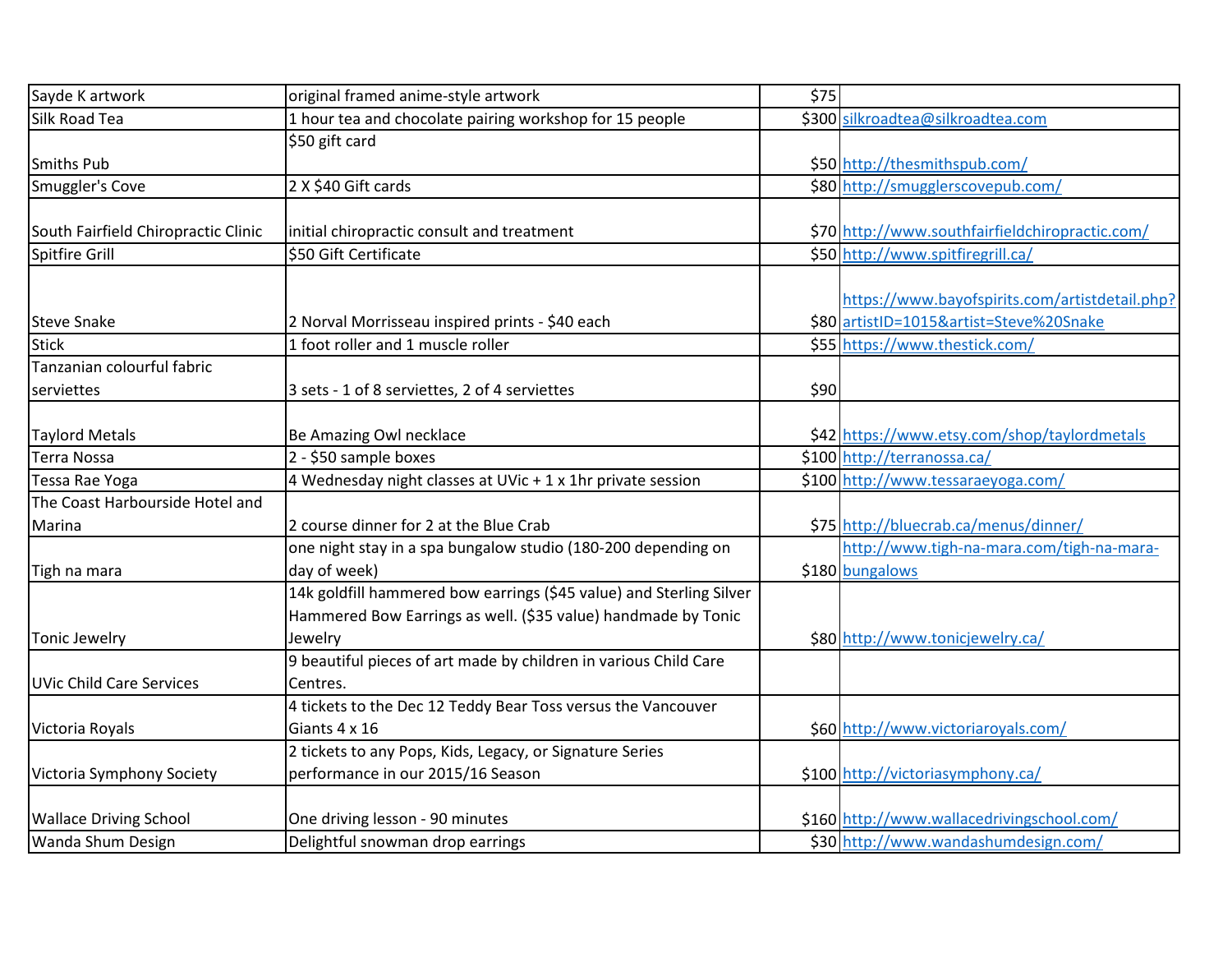| | | | |
|---|---|---|---|
| Sayde K artwork | original framed anime-style artwork | $75 | |
| Silk Road Tea | 1 hour tea and chocolate pairing workshop for 15 people | $300 | silkroadtea@silkroadtea.com |
| Smiths Pub | $50 gift card | $50 | http://thesmithspub.com/ |
| Smuggler's Cove | 2 X $40 Gift cards | $80 | http://smugglerscovepub.com/ |
| South Fairfield Chiropractic Clinic | initial chiropractic consult and treatment | $70 | http://www.southfairfieldchiropractic.com/ |
| Spitfire Grill | $50 Gift Certificate | $50 | http://www.spitfiregrill.ca/ |
| Steve Snake | 2 Norval Morrisseau inspired prints - $40 each | $80 | https://www.bayofspirits.com/artistdetail.php?artistID=1015&artist=Steve%20Snake |
| Stick | 1 foot roller and 1 muscle roller | $55 | https://www.thestick.com/ |
| Tanzanian colourful fabric serviettes | 3 sets - 1 of 8 serviettes, 2 of 4 serviettes | $90 | |
| Taylord Metals | Be Amazing Owl necklace | $42 | https://www.etsy.com/shop/taylordmetals |
| Terra Nossa | 2 - $50 sample boxes | $100 | http://terranossa.ca/ |
| Tessa Rae Yoga | 4 Wednesday night classes at UVic + 1 x 1hr private session | $100 | http://www.tessaraeyoga.com/ |
| The Coast Harbourside Hotel and Marina | 2 course dinner for 2 at the Blue Crab | $75 | http://bluecrab.ca/menus/dinner/ |
| Tigh na mara | one night stay in a spa bungalow studio (180-200 depending on day of week) | $180 | http://www.tigh-na-mara.com/tigh-na-mara-bungalows |
| Tonic Jewelry | 14k goldfill hammered bow earrings ($45 value) and Sterling Silver Hammered Bow Earrings as well. ($35 value) handmade by Tonic Jewelry | $80 | http://www.tonicjewelry.ca/ |
| UVic Child Care Services | 9 beautiful pieces of art made by children in various Child Care Centres. | | |
| Victoria Royals | 4 tickets to the Dec 12 Teddy Bear Toss versus the Vancouver Giants 4 x 16 | $60 | http://www.victoriaroyals.com/ |
| Victoria Symphony Society | 2 tickets to any Pops, Kids, Legacy, or Signature Series performance in our 2015/16 Season | $100 | http://victoriasymphony.ca/ |
| Wallace Driving School | One driving lesson - 90 minutes | $160 | http://www.wallacedrivingschool.com/ |
| Wanda Shum Design | Delightful snowman drop earrings | $30 | http://www.wandashumdesign.com/ |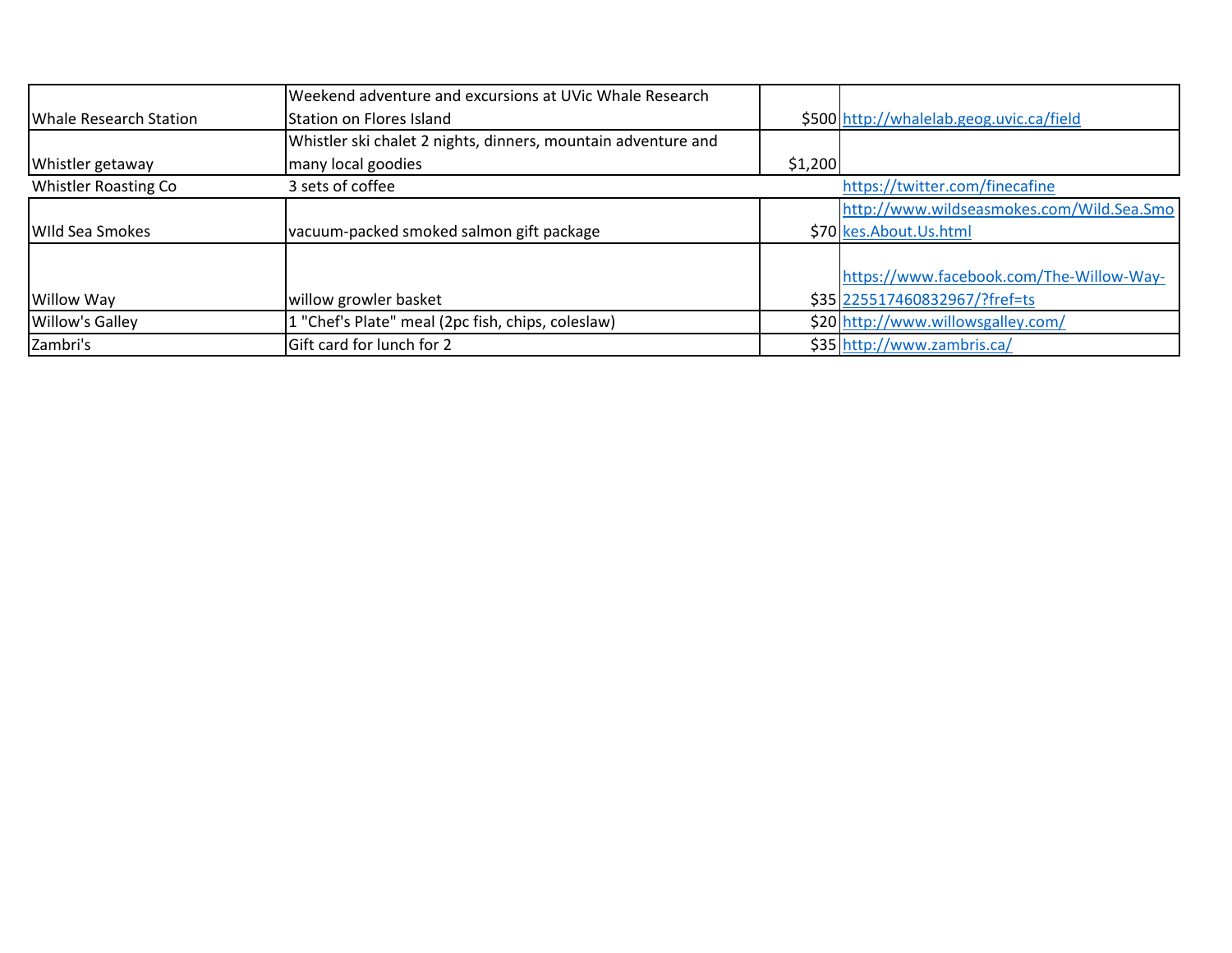| | | | |
|---|---|---|---|
| Whale Research Station | Weekend adventure and excursions at UVic Whale Research Station on Flores Island | $500 | http://whalelab.geog.uvic.ca/field |
| Whistler getaway | Whistler ski chalet 2 nights, dinners, mountain adventure and many local goodies | $1,200 | |
| Whistler Roasting Co | 3 sets of coffee | | https://twitter.com/finecafine |
| WIld Sea Smokes | vacuum-packed smoked salmon gift package | $70 | http://www.wildseasmokes.com/Wild.Sea.Smokes.About.Us.html |
| Willow Way | willow growler basket | $35 | https://www.facebook.com/The-Willow-Way-225517460832967/?fref=ts |
| Willow's Galley | 1 "Chef's Plate" meal (2pc fish, chips, coleslaw) | $20 | http://www.willowsgalley.com/ |
| Zambri's | Gift card for lunch for 2 | $35 | http://www.zambris.ca/ |